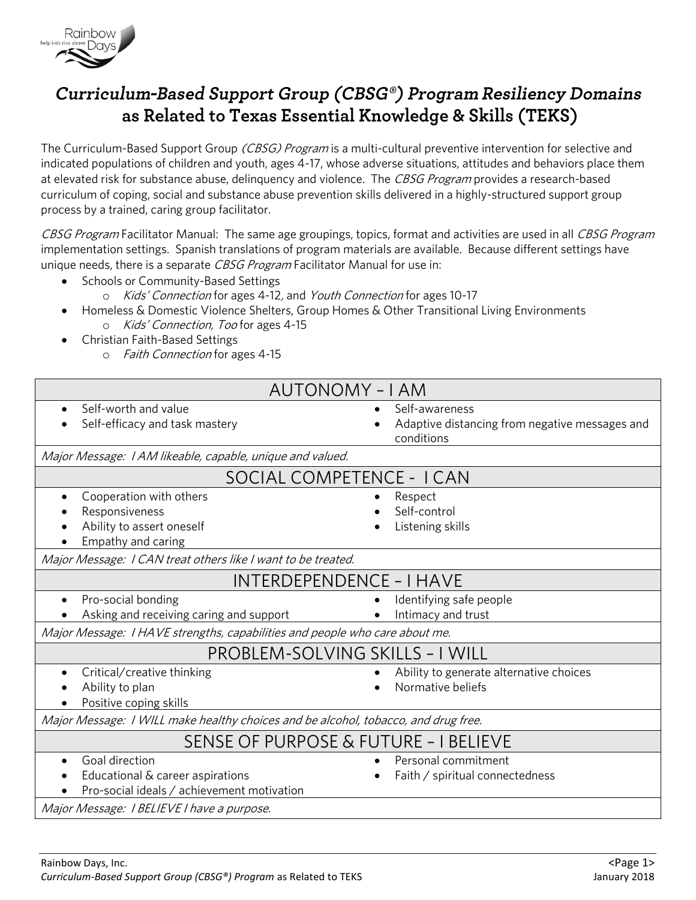# *Curriculum-Based Support Group (CBSG®) Program* Resiliency Domains as Related to Texas Essential Knowledge & Skills (TEKS)

The Curriculum-Based Support Group *(CBSG) Program* is a multi-cultural preventive intervention for selective and indicated populations of children and youth, ages 4-17, whose adverse situations, attitudes and behaviors place them at elevated risk for substance abuse, delinquency and violence. The *CBSG Program* provides a research-based curriculum of coping, social and substance abuse prevention skills delivered in a highly-structured support group process by a trained, caring group facilitator.

*CBSG Program* Facilitator Manual: The same age groupings, topics, format and activities are used in all *CBSG Program* implementation settings. Spanish translations of program materials are available. Because different settings have unique needs, there is a separate *CBSG Program* Facilitator Manual for use in:

- Schools or Community-Based Settings
  - *Kids' Connection* for ages 4-12, and *Youth Connection* for ages 10-17
- Homeless & Domestic Violence Shelters, Group Homes & Other Transitional Living Environments
  - *Kids' Connection, Too* for ages 4-15
- Christian Faith-Based Settings
  - *Faith Connection* for ages 4-15

| AUTONOMY – I AM | |
|---|---|
| • Self-worth and value<br>• Self-efficacy and task mastery | • Self-awareness<br>• Adaptive distancing from negative messages and conditions |
| *Major Message: I AM likeable, capable, unique and valued.* | |
| **SOCIAL COMPETENCE - I CAN** | |
| • Cooperation with others<br>• Responsiveness<br>• Ability to assert oneself<br>• Empathy and caring | • Respect<br>• Self-control<br>• Listening skills |
| *Major Message: I CAN treat others like I want to be treated.* | |
| **INTERDEPENDENCE – I HAVE** | |
| • Pro-social bonding<br>• Asking and receiving caring and support | • Identifying safe people<br>• Intimacy and trust |
| *Major Message: I HAVE strengths, capabilities and people who care about me.* | |
| **PROBLEM-SOLVING SKILLS – I WILL** | |
| • Critical/creative thinking<br>• Ability to plan<br>• Positive coping skills | • Ability to generate alternative choices<br>• Normative beliefs |
| *Major Message: I WILL make healthy choices and be alcohol, tobacco, and drug free.* | |
| **SENSE OF PURPOSE & FUTURE – I BELIEVE** | |
| • Goal direction<br>• Educational & career aspirations<br>• Pro-social ideals / achievement motivation | • Personal commitment<br>• Faith / spiritual connectedness |
| *Major Message: I BELIEVE I have a purpose.* | |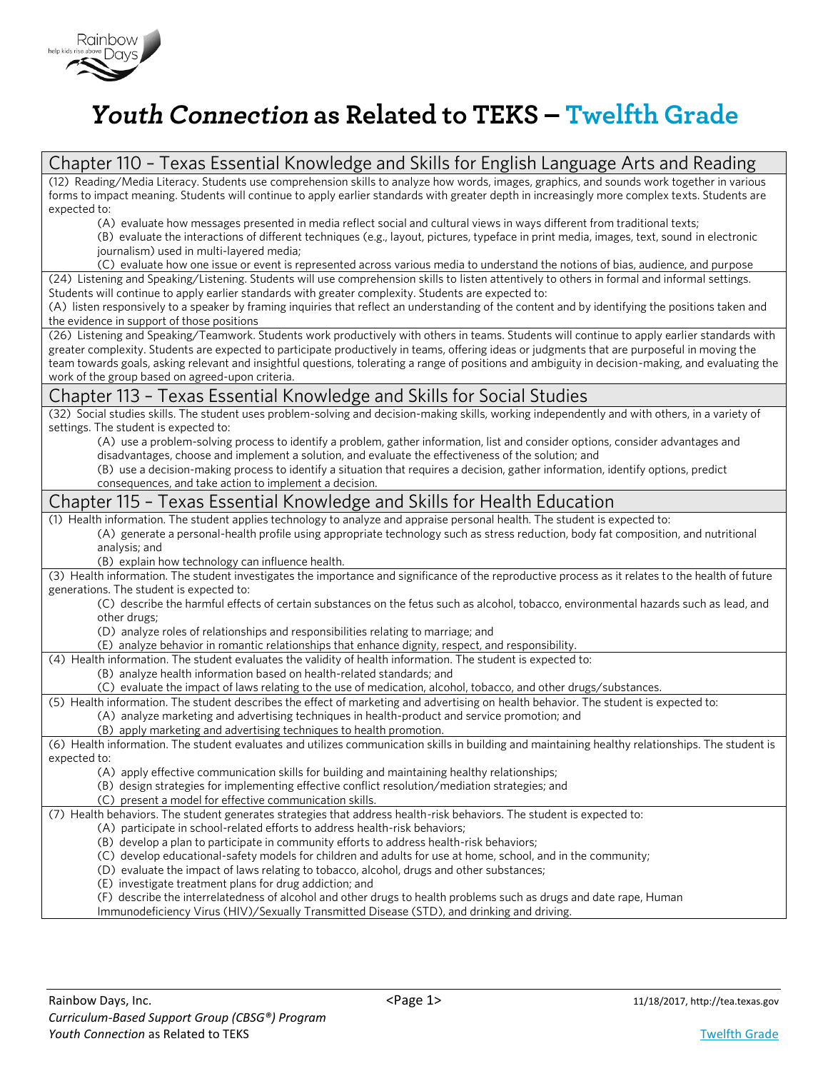# *Youth Connection* as Related to TEKS – Twelfth Grade

## Chapter 110 – Texas Essential Knowledge and Skills for English Language Arts and Reading

(12) Reading/Media Literacy. Students use comprehension skills to analyze how words, images, graphics, and sounds work together in various forms to impact meaning. Students will continue to apply earlier standards with greater depth in increasingly more complex texts. Students are expected to:

- (A) evaluate how messages presented in media reflect social and cultural views in ways different from traditional texts;
- (B) evaluate the interactions of different techniques (e.g., layout, pictures, typeface in print media, images, text, sound in electronic journalism) used in multi-layered media;
- (C) evaluate how one issue or event is represented across various media to understand the notions of bias, audience, and purpose

(24) Listening and Speaking/Listening. Students will use comprehension skills to listen attentively to others in formal and informal settings. Students will continue to apply earlier standards with greater complexity. Students are expected to:

(A) listen responsively to a speaker by framing inquiries that reflect an understanding of the content and by identifying the positions taken and the evidence in support of those positions

(26) Listening and Speaking/Teamwork. Students work productively with others in teams. Students will continue to apply earlier standards with greater complexity. Students are expected to participate productively in teams, offering ideas or judgments that are purposeful in moving the team towards goals, asking relevant and insightful questions, tolerating a range of positions and ambiguity in decision-making, and evaluating the work of the group based on agreed-upon criteria.

## Chapter 113 – Texas Essential Knowledge and Skills for Social Studies

(32) Social studies skills. The student uses problem-solving and decision-making skills, working independently and with others, in a variety of settings. The student is expected to:

- (A) use a problem-solving process to identify a problem, gather information, list and consider options, consider advantages and disadvantages, choose and implement a solution, and evaluate the effectiveness of the solution; and
- (B) use a decision-making process to identify a situation that requires a decision, gather information, identify options, predict consequences, and take action to implement a decision.

## Chapter 115 – Texas Essential Knowledge and Skills for Health Education

(1) Health information. The student applies technology to analyze and appraise personal health. The student is expected to:

- (A) generate a personal-health profile using appropriate technology such as stress reduction, body fat composition, and nutritional analysis; and
- (B) explain how technology can influence health.

(3) Health information. The student investigates the importance and significance of the reproductive process as it relates to the health of future generations. The student is expected to:

- (C) describe the harmful effects of certain substances on the fetus such as alcohol, tobacco, environmental hazards such as lead, and other drugs;
- (D) analyze roles of relationships and responsibilities relating to marriage; and
- (E) analyze behavior in romantic relationships that enhance dignity, respect, and responsibility.

(4) Health information. The student evaluates the validity of health information. The student is expected to:

- (B) analyze health information based on health-related standards; and
- (C) evaluate the impact of laws relating to the use of medication, alcohol, tobacco, and other drugs/substances.

(5) Health information. The student describes the effect of marketing and advertising on health behavior. The student is expected to:

- (A) analyze marketing and advertising techniques in health-product and service promotion; and
- (B) apply marketing and advertising techniques to health promotion.

(6) Health information. The student evaluates and utilizes communication skills in building and maintaining healthy relationships. The student is expected to:

- (A) apply effective communication skills for building and maintaining healthy relationships;
- (B) design strategies for implementing effective conflict resolution/mediation strategies; and
- (C) present a model for effective communication skills.

(7) Health behaviors. The student generates strategies that address health-risk behaviors. The student is expected to:

- (A) participate in school-related efforts to address health-risk behaviors;
- (B) develop a plan to participate in community efforts to address health-risk behaviors;
- (C) develop educational-safety models for children and adults for use at home, school, and in the community;
- (D) evaluate the impact of laws relating to tobacco, alcohol, drugs and other substances;
- (E) investigate treatment plans for drug addiction; and
- (F) describe the interrelatedness of alcohol and other drugs to health problems such as drugs and date rape, Human Immunodeficiency Virus (HIV)/Sexually Transmitted Disease (STD), and drinking and driving.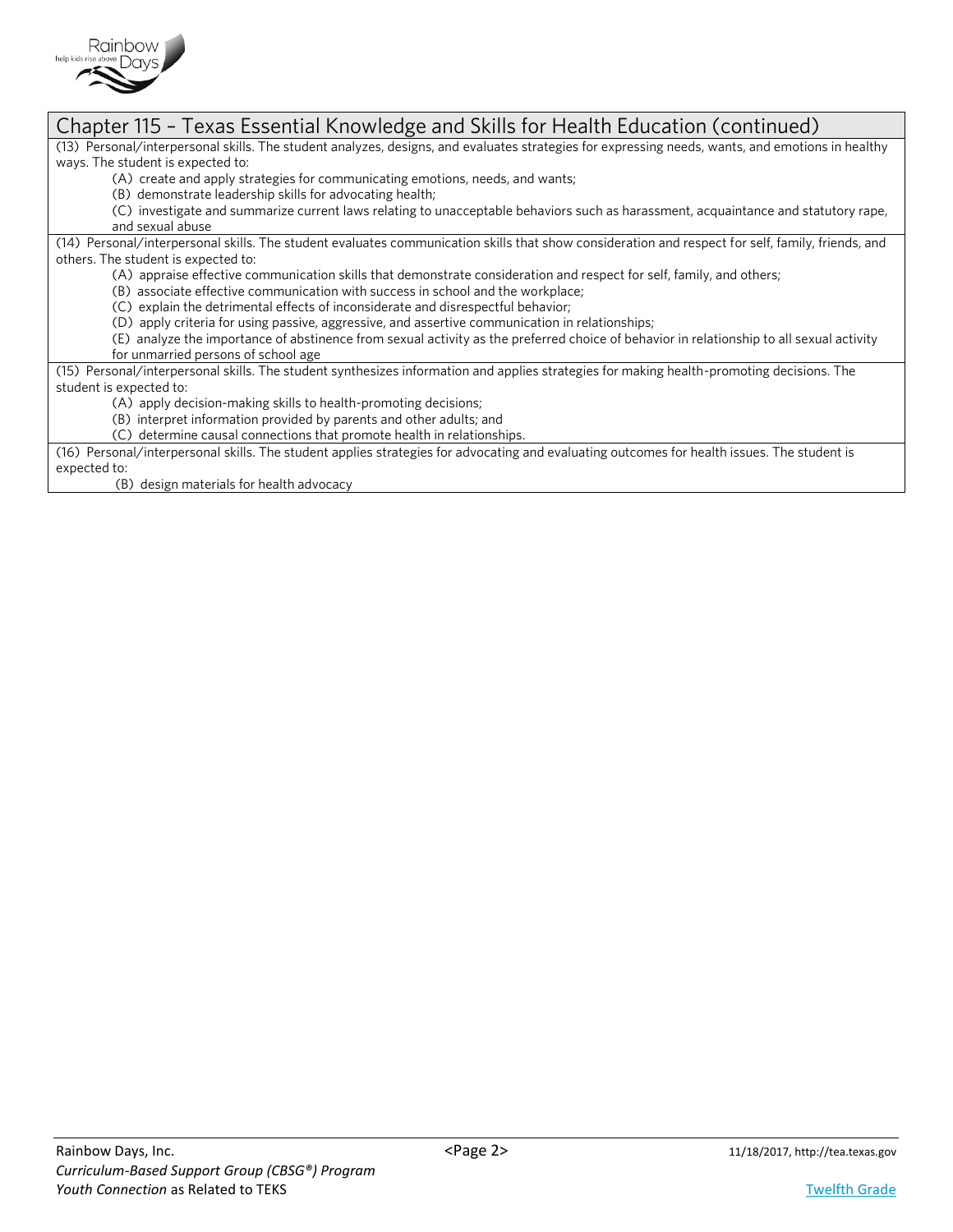## Chapter 115 – Texas Essential Knowledge and Skills for Health Education (continued)

(13) Personal/interpersonal skills. The student analyzes, designs, and evaluates strategies for expressing needs, wants, and emotions in healthy ways. The student is expected to:

- (A) create and apply strategies for communicating emotions, needs, and wants;
- (B) demonstrate leadership skills for advocating health;
- (C) investigate and summarize current laws relating to unacceptable behaviors such as harassment, acquaintance and statutory rape, and sexual abuse

(14) Personal/interpersonal skills. The student evaluates communication skills that show consideration and respect for self, family, friends, and others. The student is expected to:

- (A) appraise effective communication skills that demonstrate consideration and respect for self, family, and others;
- (B) associate effective communication with success in school and the workplace;
- (C) explain the detrimental effects of inconsiderate and disrespectful behavior;
- (D) apply criteria for using passive, aggressive, and assertive communication in relationships;
- (E) analyze the importance of abstinence from sexual activity as the preferred choice of behavior in relationship to all sexual activity for unmarried persons of school age

(15) Personal/interpersonal skills. The student synthesizes information and applies strategies for making health-promoting decisions. The student is expected to:

- (A) apply decision-making skills to health-promoting decisions;
- (B) interpret information provided by parents and other adults; and
- (C) determine causal connections that promote health in relationships.

(16) Personal/interpersonal skills. The student applies strategies for advocating and evaluating outcomes for health issues. The student is expected to:

- (B) design materials for health advocacy